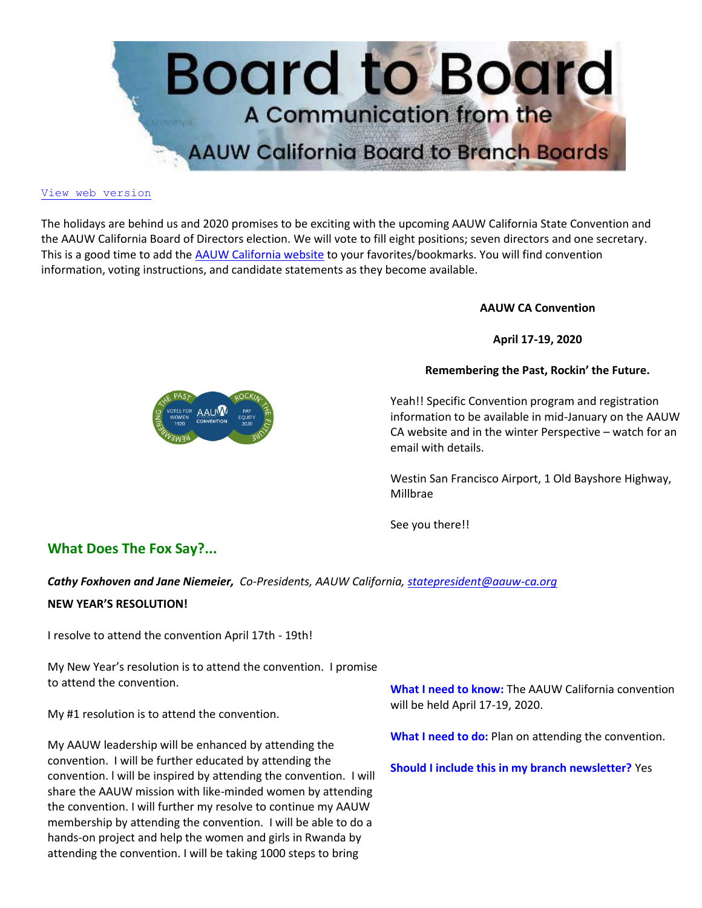# Board to Board

A Communication from the AAUW California Board to Branch Boards

[View web version]

The holidays are behind us and 2020 promises to be exciting with the upcoming AAUW California State Convention and the AAUW California Board of Directors election. We will vote to fill eight positions; seven directors and one secretary. This is a good time to add the [AAUW California website] to your favorites/bookmarks. You will find convention information, voting instructions, and candidate statements as they become available.

**AAUW CA Convention**

**April 17-19, 2020**

**Remembering the Past, Rockin' the Future.**

Yeah!! Specific Convention program and registration information to be available in mid-January on the AAUW CA website and in the winter Perspective – watch for an email with details.

Westin San Francisco Airport, 1 Old Bayshore Highway, Millbrae

See you there!!

## What Does The Fox Say?...

***Cathy Foxhoven and Jane Niemeier,*** *Co-Presidents, AAUW California, statepresident@aauw-ca.org*

**NEW YEAR'S RESOLUTION!**

I resolve to attend the convention April 17th - 19th!

My New Year's resolution is to attend the convention. I promise to attend the convention.

My #1 resolution is to attend the convention.

My AAUW leadership will be enhanced by attending the convention. I will be further educated by attending the convention. I will be inspired by attending the convention. I will share the AAUW mission with like-minded women by attending the convention. I will further my resolve to continue my AAUW membership by attending the convention. I will be able to do a hands-on project and help the women and girls in Rwanda by attending the convention. I will be taking 1000 steps to bring

**What I need to know:** The AAUW California convention will be held April 17-19, 2020.

**What I need to do:** Plan on attending the convention.

**Should I include this in my branch newsletter?** Yes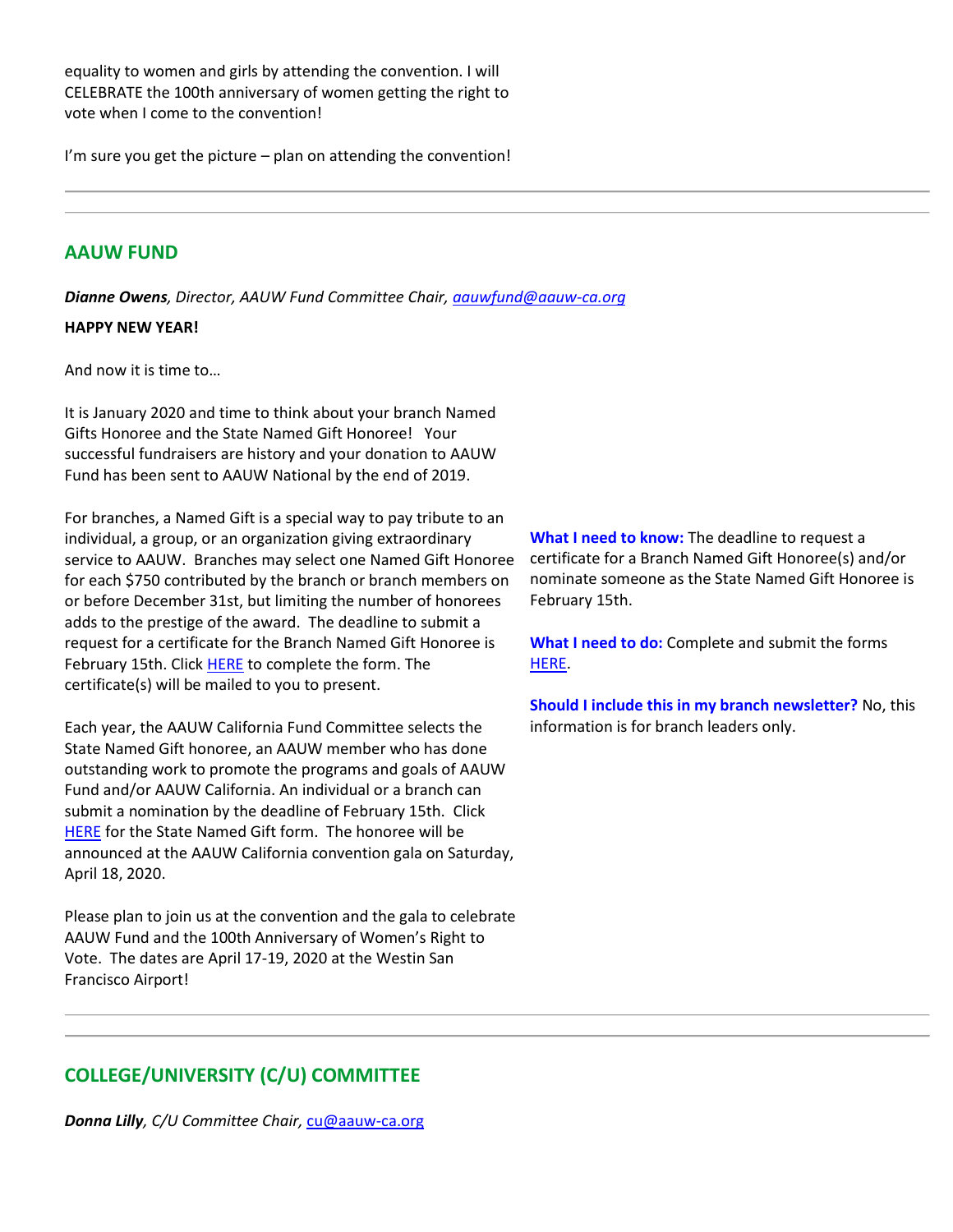equality to women and girls by attending the convention. I will CELEBRATE the 100th anniversary of women getting the right to vote when I come to the convention!

I'm sure you get the picture – plan on attending the convention!

---

## AAUW FUND

***Dianne Owens**, Director, AAUW Fund Committee Chair, aauwfund@aauw-ca.org*

**HAPPY NEW YEAR!**

And now it is time to…

It is January 2020 and time to think about your branch Named Gifts Honoree and the State Named Gift Honoree! Your successful fundraisers are history and your donation to AAUW Fund has been sent to AAUW National by the end of 2019.

For branches, a Named Gift is a special way to pay tribute to an individual, a group, or an organization giving extraordinary service to AAUW. Branches may select one Named Gift Honoree for each $750 contributed by the branch or branch members on or before December 31st, but limiting the number of honorees adds to the prestige of the award. The deadline to submit a request for a certificate for the Branch Named Gift Honoree is February 15th. Click HERE to complete the form. The certificate(s) will be mailed to you to present.

Each year, the AAUW California Fund Committee selects the State Named Gift honoree, an AAUW member who has done outstanding work to promote the programs and goals of AAUW Fund and/or AAUW California. An individual or a branch can submit a nomination by the deadline of February 15th. Click HERE for the State Named Gift form. The honoree will be announced at the AAUW California convention gala on Saturday, April 18, 2020.

Please plan to join us at the convention and the gala to celebrate AAUW Fund and the 100th Anniversary of Women's Right to Vote. The dates are April 17-19, 2020 at the Westin San Francisco Airport!

**What I need to know:** The deadline to request a certificate for a Branch Named Gift Honoree(s) and/or nominate someone as the State Named Gift Honoree is February 15th.

**What I need to do:** Complete and submit the forms HERE.

**Should I include this in my branch newsletter?** No, this information is for branch leaders only.

---

## COLLEGE/UNIVERSITY (C/U) COMMITTEE

***Donna Lilly**, C/U Committee Chair, cu@aauw-ca.org*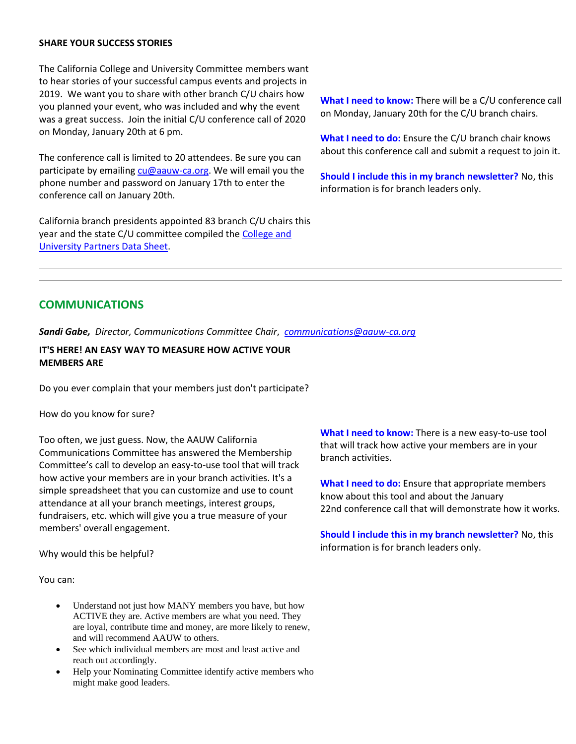**SHARE YOUR SUCCESS STORIES**

The California College and University Committee members want to hear stories of your successful campus events and projects in 2019. We want you to share with other branch C/U chairs how you planned your event, who was included and why the event was a great success. Join the initial C/U conference call of 2020 on Monday, January 20th at 6 pm.

The conference call is limited to 20 attendees. Be sure you can participate by emailing [cu@aauw-ca.org](mailto:cu@aauw-ca.org). We will email you the phone number and password on January 17th to enter the conference call on January 20th.

California branch presidents appointed 83 branch C/U chairs this year and the state C/U committee compiled the [College and University Partners Data Sheet]().

**What I need to know:** There will be a C/U conference call on Monday, January 20th for the C/U branch chairs.

**What I need to do:** Ensure the C/U branch chair knows about this conference call and submit a request to join it.

**Should I include this in my branch newsletter?** No, this information is for branch leaders only.

---

## COMMUNICATIONS

***Sandi Gabe,*** *Director, Communications Committee Chair*, *[communications@aauw-ca.org](mailto:communications@aauw-ca.org)*

**IT'S HERE! AN EASY WAY TO MEASURE HOW ACTIVE YOUR MEMBERS ARE**

Do you ever complain that your members just don't participate?

How do you know for sure?

Too often, we just guess. Now, the AAUW California Communications Committee has answered the Membership Committee's call to develop an easy-to-use tool that will track how active your members are in your branch activities. It's a simple spreadsheet that you can customize and use to count attendance at all your branch meetings, interest groups, fundraisers, etc. which will give you a true measure of your members' overall engagement.

Why would this be helpful?

You can:

- Understand not just how MANY members you have, but how ACTIVE they are. Active members are what you need. They are loyal, contribute time and money, are more likely to renew, and will recommend AAUW to others.
- See which individual members are most and least active and reach out accordingly.
- Help your Nominating Committee identify active members who might make good leaders.

**What I need to know:** There is a new easy-to-use tool that will track how active your members are in your branch activities.

**What I need to do:** Ensure that appropriate members know about this tool and about the January 22nd conference call that will demonstrate how it works.

**Should I include this in my branch newsletter?** No, this information is for branch leaders only.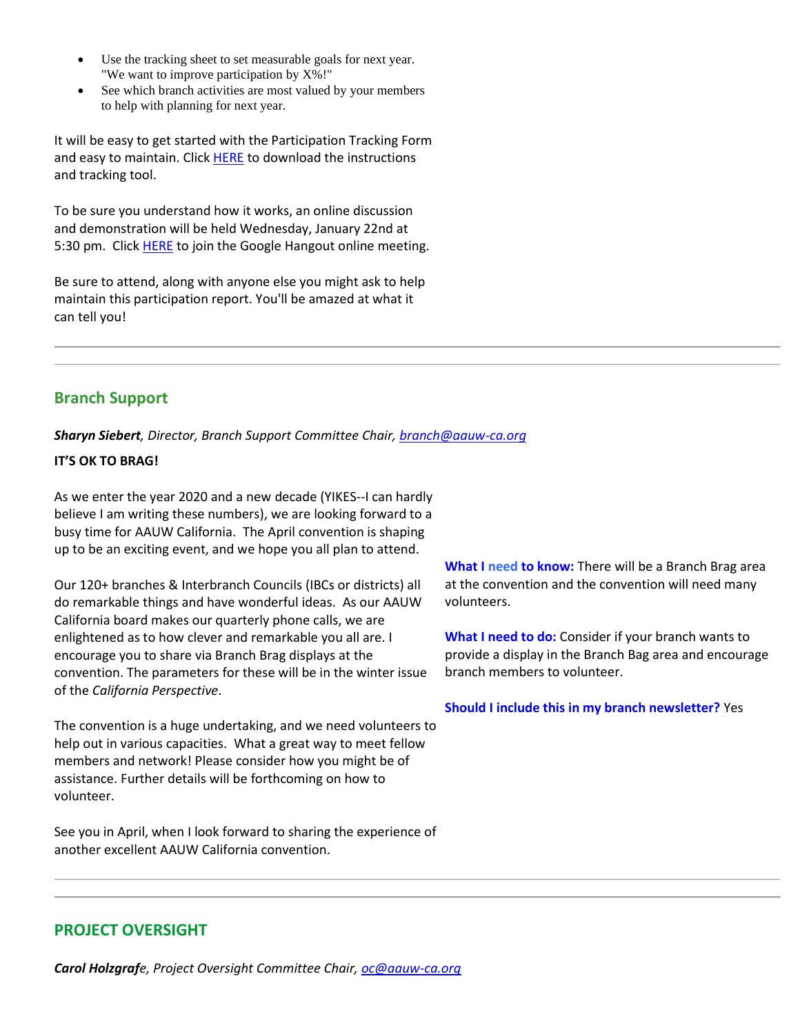- Use the tracking sheet to set measurable goals for next year. "We want to improve participation by X%!"
- See which branch activities are most valued by your members to help with planning for next year.

It will be easy to get started with the Participation Tracking Form and easy to maintain. Click HERE to download the instructions and tracking tool.

To be sure you understand how it works, an online discussion and demonstration will be held Wednesday, January 22nd at 5:30 pm. Click HERE to join the Google Hangout online meeting.

Be sure to attend, along with anyone else you might ask to help maintain this participation report. You'll be amazed at what it can tell you!

---

## Branch Support

***Sharyn Siebert**, Director, Branch Support Committee Chair, branch@aauw-ca.org*

**IT'S OK TO BRAG!**

As we enter the year 2020 and a new decade (YIKES--I can hardly believe I am writing these numbers), we are looking forward to a busy time for AAUW California. The April convention is shaping up to be an exciting event, and we hope you all plan to attend.

Our 120+ branches & Interbranch Councils (IBCs or districts) all do remarkable things and have wonderful ideas. As our AAUW California board makes our quarterly phone calls, we are enlightened as to how clever and remarkable you all are. I encourage you to share via Branch Brag displays at the convention. The parameters for these will be in the winter issue of the *California Perspective*.

The convention is a huge undertaking, and we need volunteers to help out in various capacities. What a great way to meet fellow members and network! Please consider how you might be of assistance. Further details will be forthcoming on how to volunteer.

See you in April, when I look forward to sharing the experience of another excellent AAUW California convention.

**What I need to know:** There will be a Branch Brag area at the convention and the convention will need many volunteers.

**What I need to do:** Consider if your branch wants to provide a display in the Branch Bag area and encourage branch members to volunteer.

**Should I include this in my branch newsletter?** Yes

---

## PROJECT OVERSIGHT

***Carol Holzgrafe**, Project Oversight Committee Chair, oc@aauw-ca.org*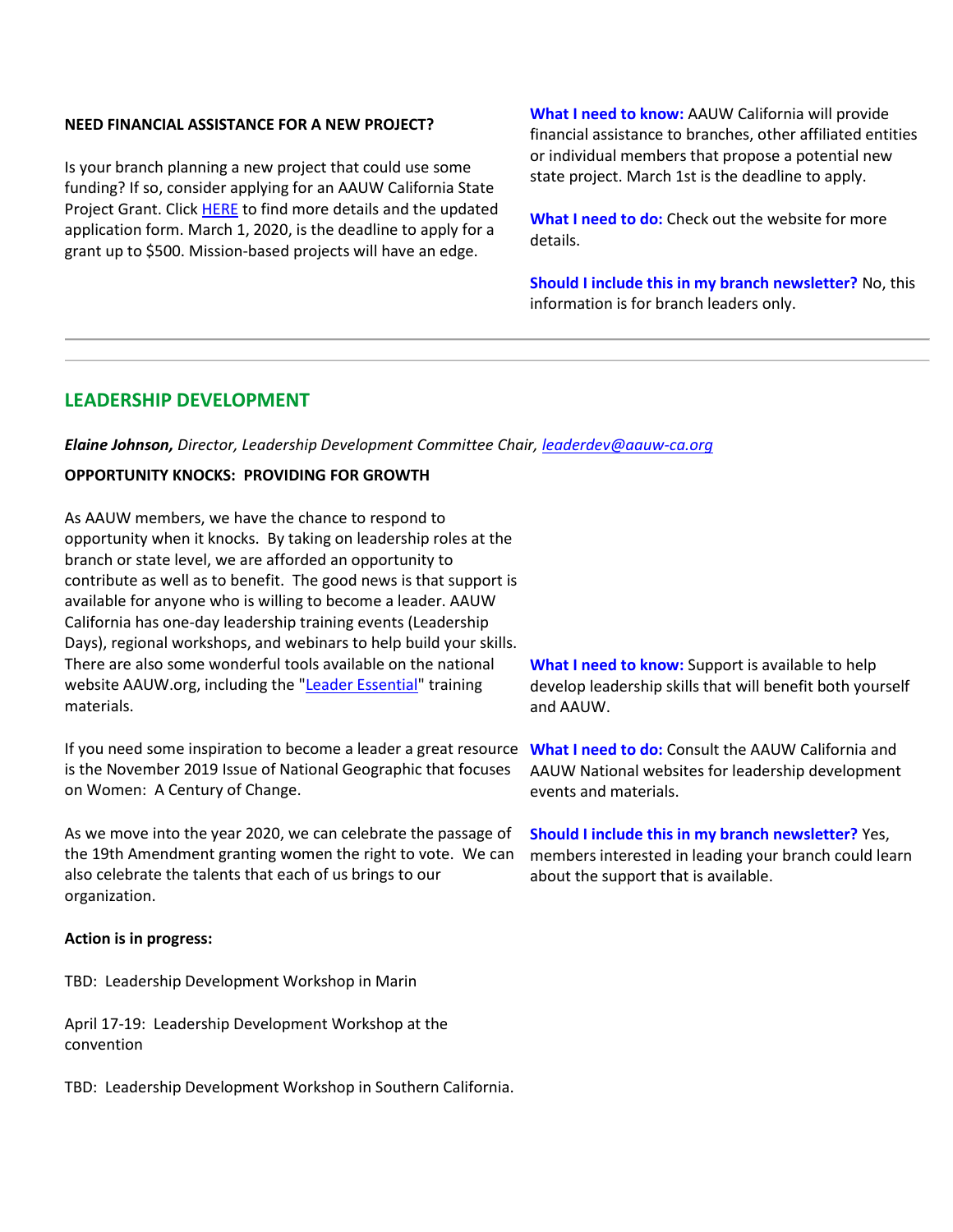**NEED FINANCIAL ASSISTANCE FOR A NEW PROJECT?**

Is your branch planning a new project that could use some funding? If so, consider applying for an AAUW California State Project Grant. Click [HERE](#) to find more details and the updated application form. March 1, 2020, is the deadline to apply for a grant up to $500. Mission-based projects will have an edge.

**What I need to know:** AAUW California will provide financial assistance to branches, other affiliated entities or individual members that propose a potential new state project. March 1st is the deadline to apply.

**What I need to do:** Check out the website for more details.

**Should I include this in my branch newsletter?** No, this information is for branch leaders only.

---

## LEADERSHIP DEVELOPMENT

***Elaine Johnson,*** *Director, Leadership Development Committee Chair, [leaderdev@aauw-ca.org](mailto:leaderdev@aauw-ca.org)*

**OPPORTUNITY KNOCKS: PROVIDING FOR GROWTH**

As AAUW members, we have the chance to respond to opportunity when it knocks. By taking on leadership roles at the branch or state level, we are afforded an opportunity to contribute as well as to benefit. The good news is that support is available for anyone who is willing to become a leader. AAUW California has one-day leadership training events (Leadership Days), regional workshops, and webinars to help build your skills. There are also some wonderful tools available on the national website AAUW.org, including the "[Leader Essential](#)" training materials.

If you need some inspiration to become a leader a great resource is the November 2019 Issue of National Geographic that focuses on Women: A Century of Change.

As we move into the year 2020, we can celebrate the passage of the 19th Amendment granting women the right to vote. We can also celebrate the talents that each of us brings to our organization.

**Action is in progress:**

TBD: Leadership Development Workshop in Marin

April 17-19: Leadership Development Workshop at the convention

TBD: Leadership Development Workshop in Southern California.

**What I need to know:** Support is available to help develop leadership skills that will benefit both yourself and AAUW.

**What I need to do:** Consult the AAUW California and AAUW National websites for leadership development events and materials.

**Should I include this in my branch newsletter?** Yes, members interested in leading your branch could learn about the support that is available.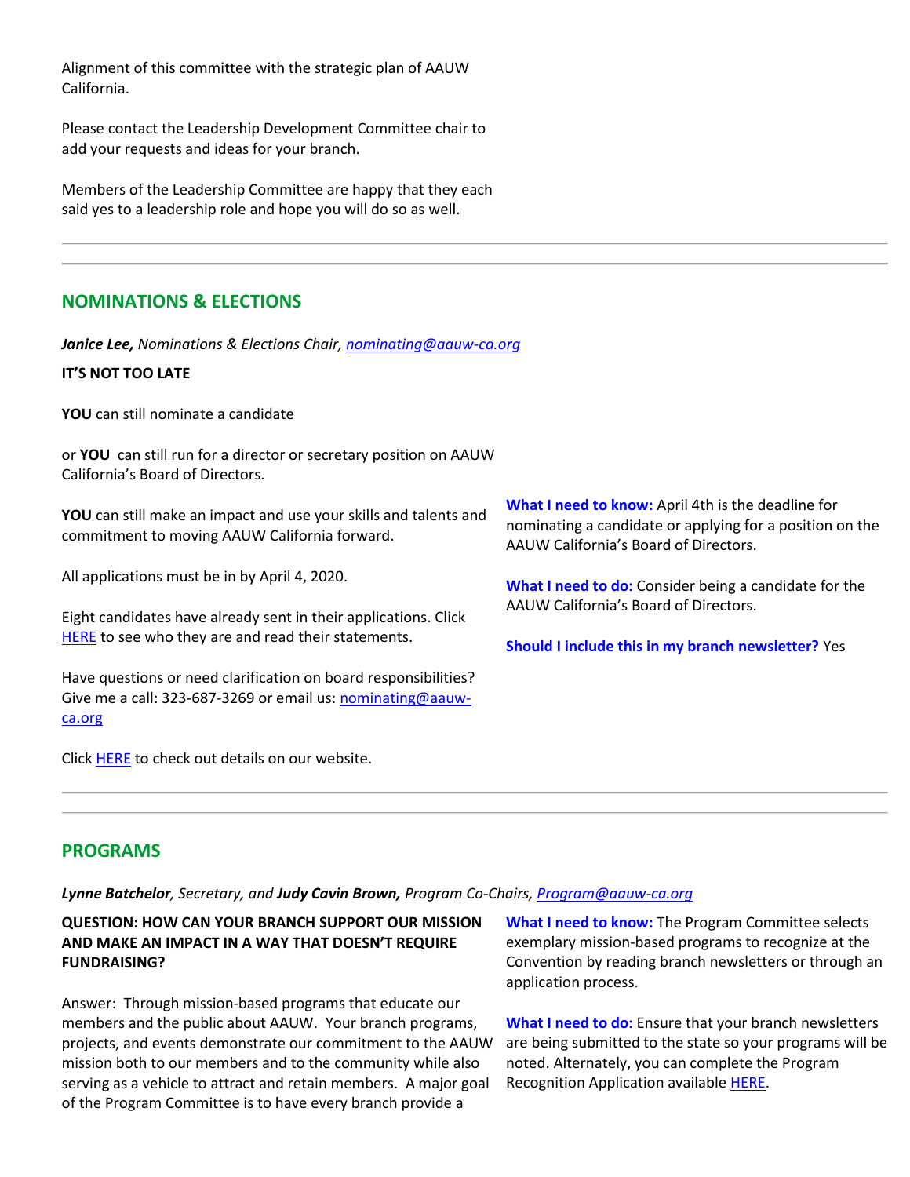Alignment of this committee with the strategic plan of AAUW California.

Please contact the Leadership Development Committee chair to add your requests and ideas for your branch.

Members of the Leadership Committee are happy that they each said yes to a leadership role and hope you will do so as well.

---

## NOMINATIONS & ELECTIONS

***Janice Lee,*** *Nominations & Elections Chair, [nominating@aauw-ca.org](mailto:nominating@aauw-ca.org)*

**IT'S NOT TOO LATE**

**YOU** can still nominate a candidate

or **YOU** can still run for a director or secretary position on AAUW California's Board of Directors.

**YOU** can still make an impact and use your skills and talents and commitment to moving AAUW California forward.

All applications must be in by April 4, 2020.

Eight candidates have already sent in their applications. Click [HERE]() to see who they are and read their statements.

Have questions or need clarification on board responsibilities? Give me a call: 323-687-3269 or email us: [nominating@aauw-ca.org](mailto:nominating@aauw-ca.org)

Click [HERE]() to check out details on our website.

**What I need to know:** April 4th is the deadline for nominating a candidate or applying for a position on the AAUW California's Board of Directors.

**What I need to do:** Consider being a candidate for the AAUW California's Board of Directors.

**Should I include this in my branch newsletter?** Yes

---

## PROGRAMS

***Lynne Batchelor****, Secretary, and* ***Judy Cavin Brown,*** *Program Co-Chairs, [Program@aauw-ca.org](mailto:Program@aauw-ca.org)*

**QUESTION: HOW CAN YOUR BRANCH SUPPORT OUR MISSION AND MAKE AN IMPACT IN A WAY THAT DOESN'T REQUIRE FUNDRAISING?**

Answer: Through mission-based programs that educate our members and the public about AAUW. Your branch programs, projects, and events demonstrate our commitment to the AAUW mission both to our members and to the community while also serving as a vehicle to attract and retain members. A major goal of the Program Committee is to have every branch provide a

**What I need to know:** The Program Committee selects exemplary mission-based programs to recognize at the Convention by reading branch newsletters or through an application process.

**What I need to do:** Ensure that your branch newsletters are being submitted to the state so your programs will be noted. Alternately, you can complete the Program Recognition Application available [HERE]().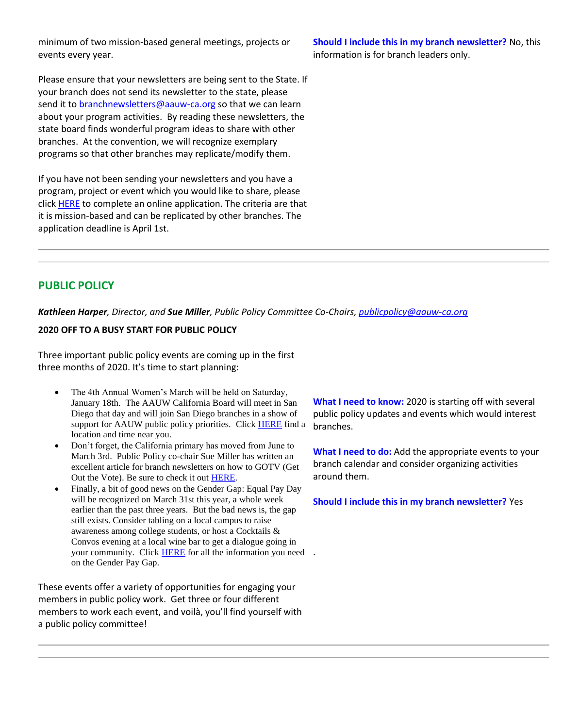minimum of two mission-based general meetings, projects or events every year.

Please ensure that your newsletters are being sent to the State. If your branch does not send its newsletter to the state, please send it to branchnewsletters@aauw-ca.org so that we can learn about your program activities. By reading these newsletters, the state board finds wonderful program ideas to share with other branches. At the convention, we will recognize exemplary programs so that other branches may replicate/modify them.

If you have not been sending your newsletters and you have a program, project or event which you would like to share, please click HERE to complete an online application. The criteria are that it is mission-based and can be replicated by other branches. The application deadline is April 1st.

**Should I include this in my branch newsletter?** No, this information is for branch leaders only.

---

## PUBLIC POLICY

***Kathleen Harper**, Director, and **Sue Miller**, Public Policy Committee Co-Chairs, publicpolicy@aauw-ca.org*

**2020 OFF TO A BUSY START FOR PUBLIC POLICY**

Three important public policy events are coming up in the first three months of 2020. It's time to start planning:

- The 4th Annual Women's March will be held on Saturday, January 18th. The AAUW California Board will meet in San Diego that day and will join San Diego branches in a show of support for AAUW public policy priorities. Click HERE find a location and time near you.
- Don't forget, the California primary has moved from June to March 3rd. Public Policy co-chair Sue Miller has written an excellent article for branch newsletters on how to GOTV (Get Out the Vote). Be sure to check it out HERE.
- Finally, a bit of good news on the Gender Gap: Equal Pay Day will be recognized on March 31st this year, a whole week earlier than the past three years. But the bad news is, the gap still exists. Consider tabling on a local campus to raise awareness among college students, or host a Cocktails & Convos evening at a local wine bar to get a dialogue going in your community. Click HERE for all the information you need on the Gender Pay Gap.

These events offer a variety of opportunities for engaging your members in public policy work. Get three or four different members to work each event, and voilà, you'll find yourself with a public policy committee!

**What I need to know:** 2020 is starting off with several public policy updates and events which would interest branches.

**What I need to do:** Add the appropriate events to your branch calendar and consider organizing activities around them.

**Should I include this in my branch newsletter?** Yes

---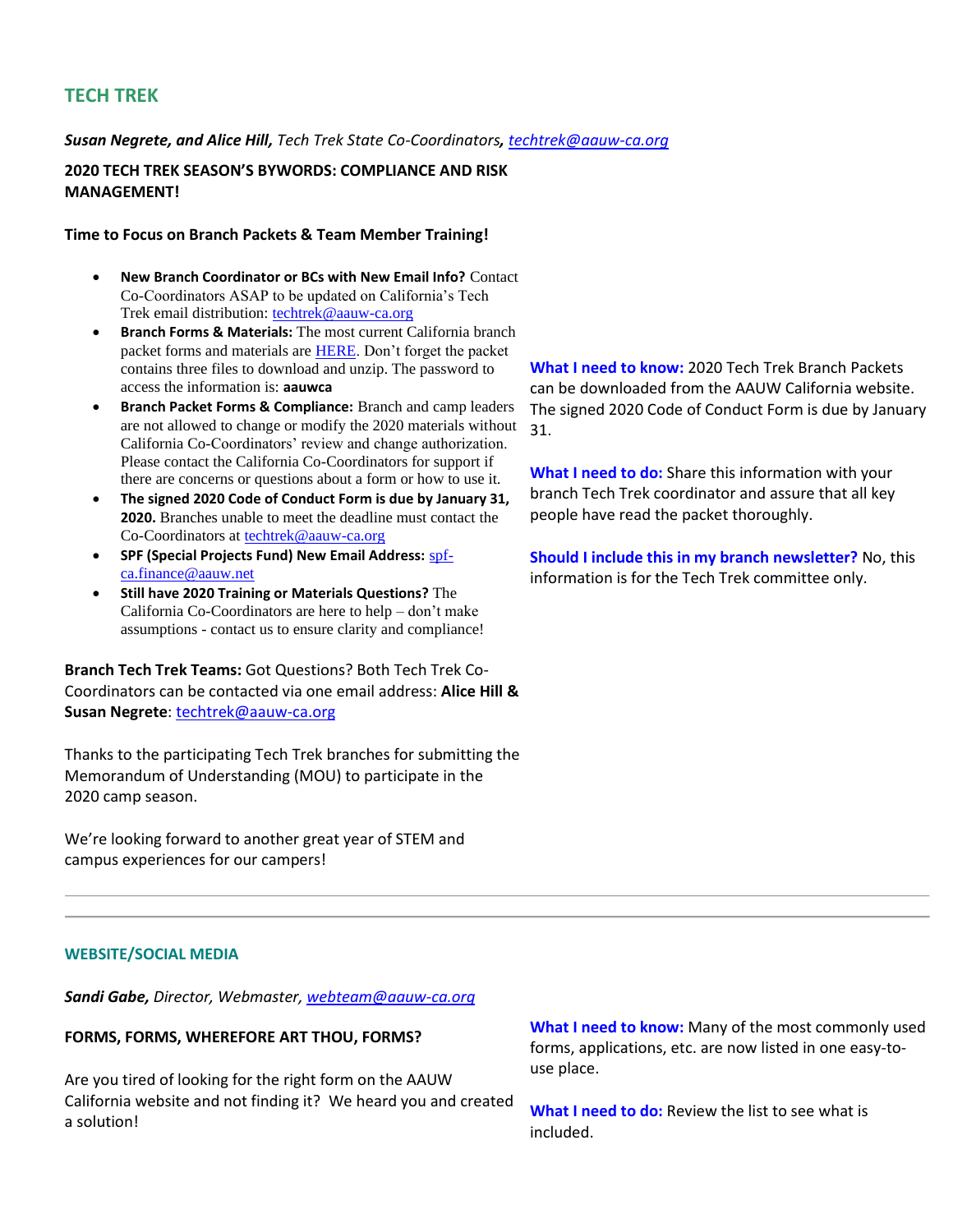## TECH TREK

***Susan Negrete, and Alice Hill,*** *Tech Trek State Co-Coordinators, techtrek@aauw-ca.org*

**2020 TECH TREK SEASON'S BYWORDS: COMPLIANCE AND RISK MANAGEMENT!**

**Time to Focus on Branch Packets & Team Member Training!**

- **New Branch Coordinator or BCs with New Email Info?** Contact Co-Coordinators ASAP to be updated on California's Tech Trek email distribution: techtrek@aauw-ca.org
- **Branch Forms & Materials:** The most current California branch packet forms and materials are HERE. Don't forget the packet contains three files to download and unzip. The password to access the information is: **aauwca**
- **Branch Packet Forms & Compliance:** Branch and camp leaders are not allowed to change or modify the 2020 materials without California Co-Coordinators' review and change authorization. Please contact the California Co-Coordinators for support if there are concerns or questions about a form or how to use it.
- **The signed 2020 Code of Conduct Form is due by January 31, 2020.** Branches unable to meet the deadline must contact the Co-Coordinators at techtrek@aauw-ca.org
- **SPF (Special Projects Fund) New Email Address:** spf-ca.finance@aauw.net
- **Still have 2020 Training or Materials Questions?** The California Co-Coordinators are here to help – don't make assumptions - contact us to ensure clarity and compliance!

**Branch Tech Trek Teams:** Got Questions? Both Tech Trek Co-Coordinators can be contacted via one email address: **Alice Hill & Susan Negrete**: techtrek@aauw-ca.org

Thanks to the participating Tech Trek branches for submitting the Memorandum of Understanding (MOU) to participate in the 2020 camp season.

We're looking forward to another great year of STEM and campus experiences for our campers!

**What I need to know:** 2020 Tech Trek Branch Packets can be downloaded from the AAUW California website. The signed 2020 Code of Conduct Form is due by January 31.

**What I need to do:** Share this information with your branch Tech Trek coordinator and assure that all key people have read the packet thoroughly.

**Should I include this in my branch newsletter?** No, this information is for the Tech Trek committee only.

---

## WEBSITE/SOCIAL MEDIA

***Sandi Gabe,*** *Director, Webmaster, webteam@aauw-ca.org*

**FORMS, FORMS, WHEREFORE ART THOU, FORMS?**

Are you tired of looking for the right form on the AAUW California website and not finding it? We heard you and created a solution!

**What I need to know:** Many of the most commonly used forms, applications, etc. are now listed in one easy-to-use place.

**What I need to do:** Review the list to see what is included.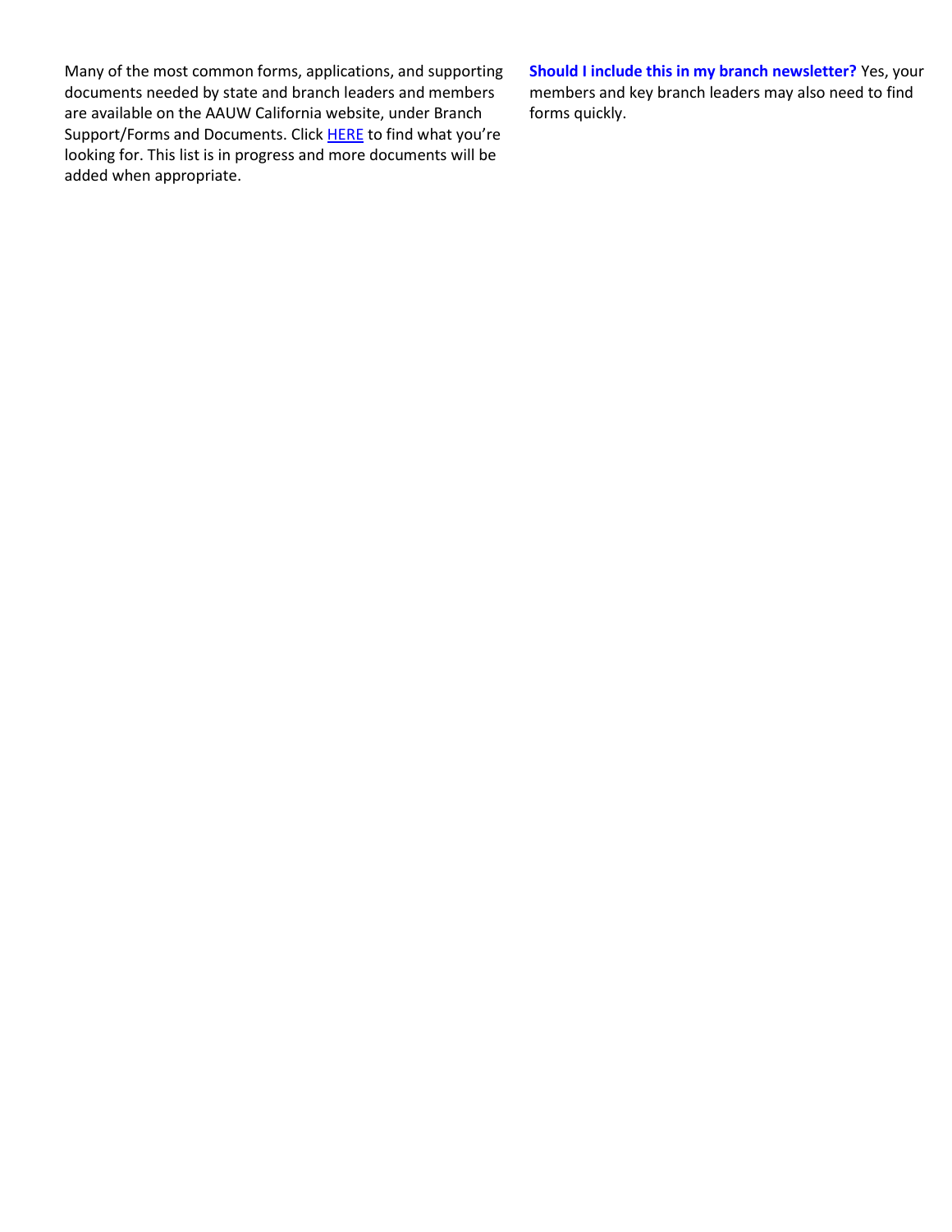Many of the most common forms, applications, and supporting documents needed by state and branch leaders and members are available on the AAUW California website, under Branch Support/Forms and Documents. Click HERE to find what you're looking for. This list is in progress and more documents will be added when appropriate.

**Should I include this in my branch newsletter?** Yes, your members and key branch leaders may also need to find forms quickly.